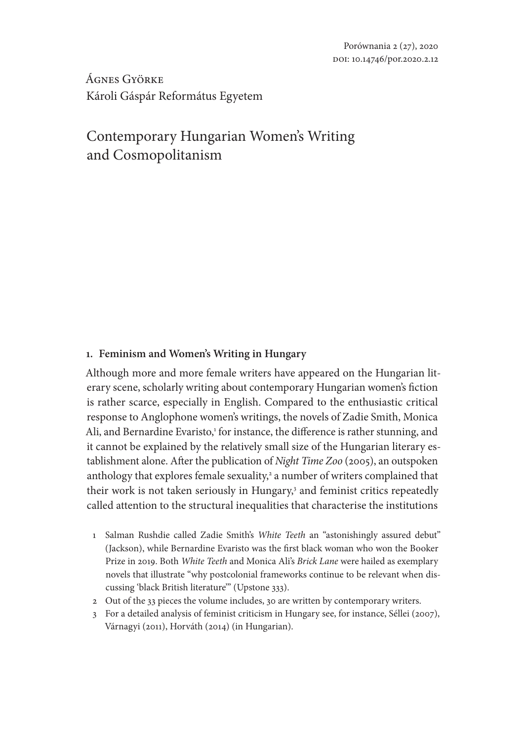Ágnes Györke
Károli Gáspár Református Egyetem

# Contemporary Hungarian Women's Writing and Cosmopolitanism

## 1. Feminism and Women's Writing in Hungary

Although more and more female writers have appeared on the Hungarian literary scene, scholarly writing about contemporary Hungarian women's fiction is rather scarce, especially in English. Compared to the enthusiastic critical response to Anglophone women's writings, the novels of Zadie Smith, Monica Ali, and Bernardine Evaristo,[1] for instance, the difference is rather stunning, and it cannot be explained by the relatively small size of the Hungarian literary establishment alone. After the publication of *Night Time Zoo* (2005), an outspoken anthology that explores female sexuality,[2] a number of writers complained that their work is not taken seriously in Hungary,[3] and feminist critics repeatedly called attention to the structural inequalities that characterise the institutions

1 Salman Rushdie called Zadie Smith's *White Teeth* an "astonishingly assured debut" (Jackson), while Bernardine Evaristo was the first black woman who won the Booker Prize in 2019. Both *White Teeth* and Monica Ali's *Brick Lane* were hailed as exemplary novels that illustrate "why postcolonial frameworks continue to be relevant when discussing 'black British literature'" (Upstone 333).

2 Out of the 33 pieces the volume includes, 30 are written by contemporary writers.

3 For a detailed analysis of feminist criticism in Hungary see, for instance, Séllei (2007), Várnagyi (2011), Horváth (2014) (in Hungarian).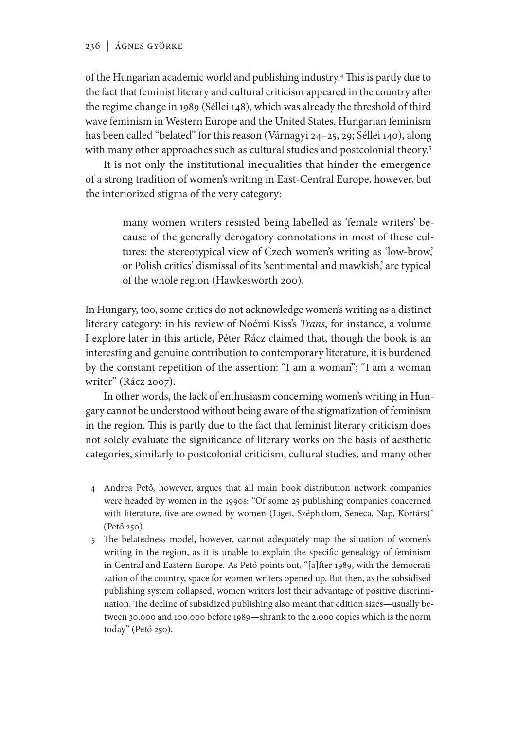of the Hungarian academic world and publishing industry.[4] This is partly due to the fact that feminist literary and cultural criticism appeared in the country after the regime change in 1989 (Séllei 148), which was already the threshold of third wave feminism in Western Europe and the United States. Hungarian feminism has been called "belated" for this reason (Várnagyi 24–25, 29; Séllei 140), along with many other approaches such as cultural studies and postcolonial theory.[5]

It is not only the institutional inequalities that hinder the emergence of a strong tradition of women's writing in East-Central Europe, however, but the interiorized stigma of the very category:

> many women writers resisted being labelled as 'female writers' because of the generally derogatory connotations in most of these cultures: the stereotypical view of Czech women's writing as 'low-brow,' or Polish critics' dismissal of its 'sentimental and mawkish,' are typical of the whole region (Hawkesworth 200).

In Hungary, too, some critics do not acknowledge women's writing as a distinct literary category: in his review of Noémi Kiss's *Trans*, for instance, a volume I explore later in this article, Péter Rácz claimed that, though the book is an interesting and genuine contribution to contemporary literature, it is burdened by the constant repetition of the assertion: "I am a woman"; "I am a woman writer" (Rácz 2007).

In other words, the lack of enthusiasm concerning women's writing in Hungary cannot be understood without being aware of the stigmatization of feminism in the region. This is partly due to the fact that feminist literary criticism does not solely evaluate the significance of literary works on the basis of aesthetic categories, similarly to postcolonial criticism, cultural studies, and many other

4 Andrea Pető, however, argues that all main book distribution network companies were headed by women in the 1990s: "Of some 25 publishing companies concerned with literature, five are owned by women (Liget, Széphalom, Seneca, Nap, Kortárs)" (Pető 250).

5 The belatedness model, however, cannot adequately map the situation of women's writing in the region, as it is unable to explain the specific genealogy of feminism in Central and Eastern Europe. As Pető points out, "[a]fter 1989, with the democratization of the country, space for women writers opened up. But then, as the subsidised publishing system collapsed, women writers lost their advantage of positive discrimination. The decline of subsidized publishing also meant that edition sizes—usually between 30,000 and 100,000 before 1989—shrank to the 2,000 copies which is the norm today" (Pető 250).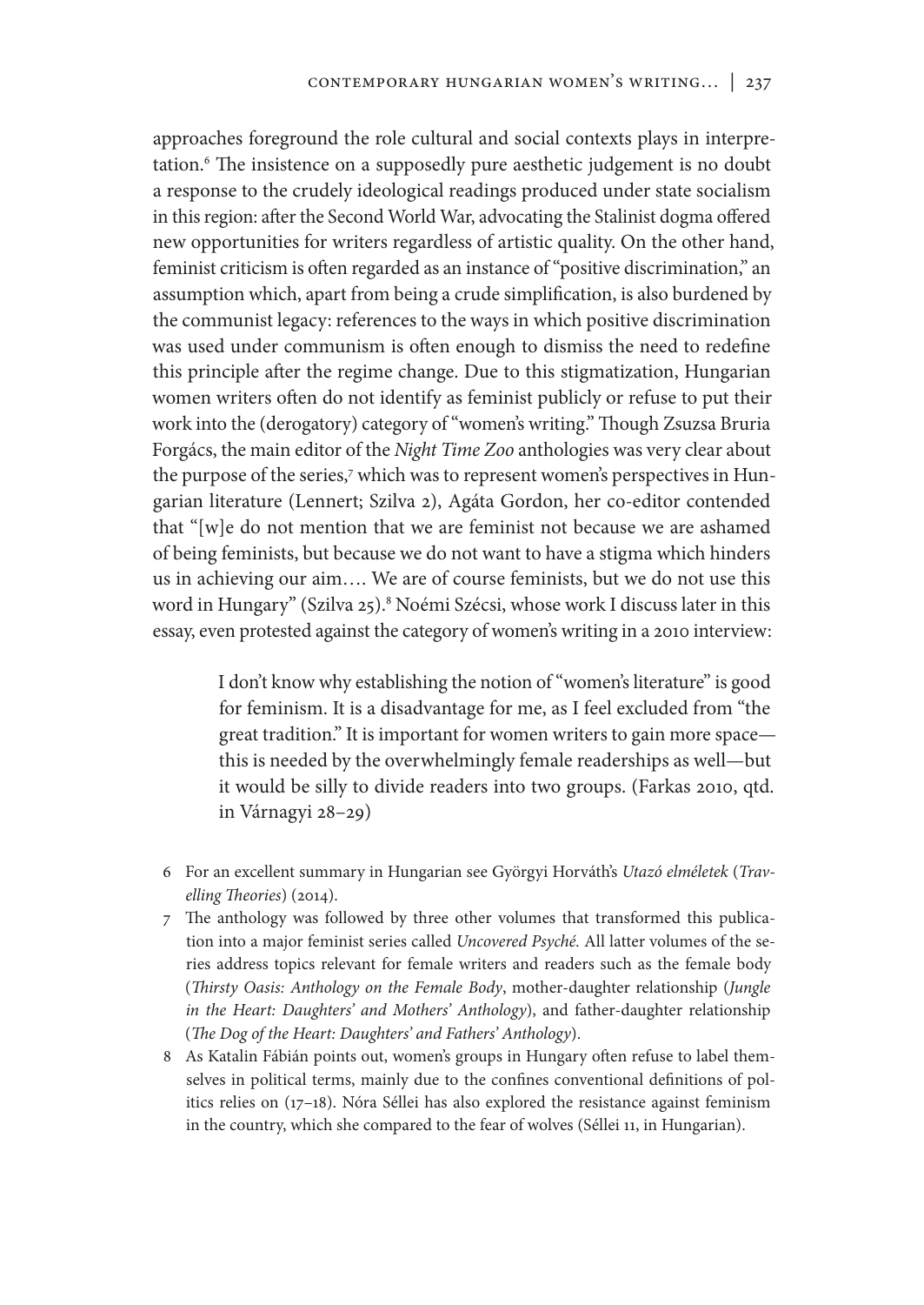approaches foreground the role cultural and social contexts plays in interpretation.[6] The insistence on a supposedly pure aesthetic judgement is no doubt a response to the crudely ideological readings produced under state socialism in this region: after the Second World War, advocating the Stalinist dogma offered new opportunities for writers regardless of artistic quality. On the other hand, feminist criticism is often regarded as an instance of "positive discrimination," an assumption which, apart from being a crude simplification, is also burdened by the communist legacy: references to the ways in which positive discrimination was used under communism is often enough to dismiss the need to redefine this principle after the regime change. Due to this stigmatization, Hungarian women writers often do not identify as feminist publicly or refuse to put their work into the (derogatory) category of "women's writing." Though Zsuzsa Bruria Forgács, the main editor of the *Night Time Zoo* anthologies was very clear about the purpose of the series,[7] which was to represent women's perspectives in Hungarian literature (Lennert; Szilva 2), Agáta Gordon, her co-editor contended that "[w]e do not mention that we are feminist not because we are ashamed of being feminists, but because we do not want to have a stigma which hinders us in achieving our aim…. We are of course feminists, but we do not use this word in Hungary" (Szilva 25).[8] Noémi Szécsi, whose work I discuss later in this essay, even protested against the category of women's writing in a 2010 interview:

> I don't know why establishing the notion of "women's literature" is good for feminism. It is a disadvantage for me, as I feel excluded from "the great tradition." It is important for women writers to gain more space—this is needed by the overwhelmingly female readerships as well—but it would be silly to divide readers into two groups. (Farkas 2010, qtd. in Várnagyi 28–29)

6 For an excellent summary in Hungarian see Györgyi Horváth's *Utazó elméletek* (*Travelling Theories*) (2014).

7 The anthology was followed by three other volumes that transformed this publication into a major feminist series called *Uncovered Psyché.* All latter volumes of the series address topics relevant for female writers and readers such as the female body (*Thirsty Oasis: Anthology on the Female Body*, mother-daughter relationship (*Jungle in the Heart: Daughters' and Mothers' Anthology*), and father-daughter relationship (*The Dog of the Heart: Daughters' and Fathers' Anthology*).

8 As Katalin Fábián points out, women's groups in Hungary often refuse to label themselves in political terms, mainly due to the confines conventional definitions of politics relies on (17–18). Nóra Séllei has also explored the resistance against feminism in the country, which she compared to the fear of wolves (Séllei 11, in Hungarian).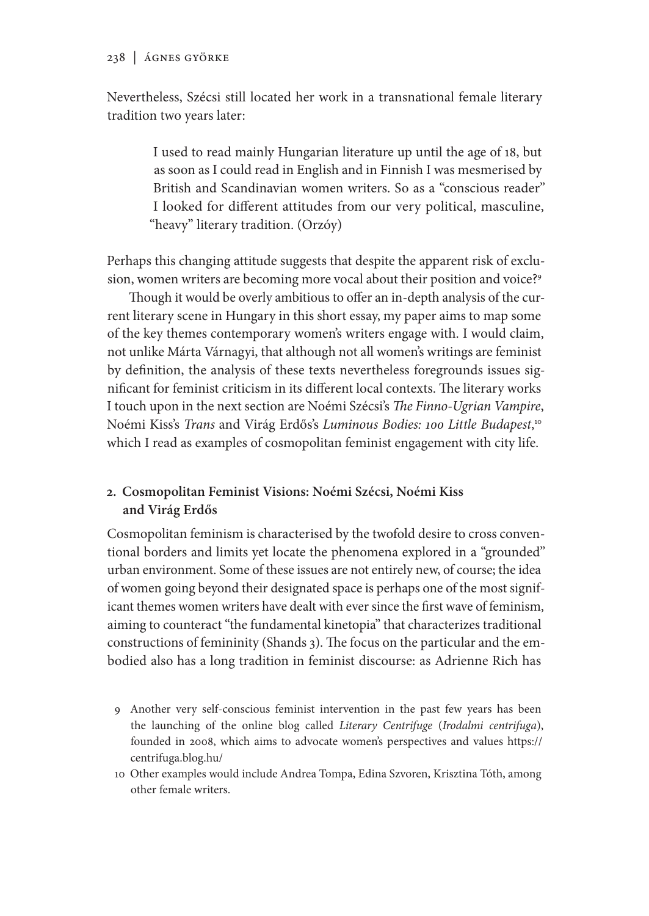Nevertheless, Szécsi still located her work in a transnational female literary tradition two years later:

> I used to read mainly Hungarian literature up until the age of 18, but as soon as I could read in English and in Finnish I was mesmerised by British and Scandinavian women writers. So as a "conscious reader" I looked for different attitudes from our very political, masculine, "heavy" literary tradition. (Orzóy)

Perhaps this changing attitude suggests that despite the apparent risk of exclusion, women writers are becoming more vocal about their position and voice?[9]

Though it would be overly ambitious to offer an in-depth analysis of the current literary scene in Hungary in this short essay, my paper aims to map some of the key themes contemporary women's writers engage with. I would claim, not unlike Márta Várnagyi, that although not all women's writings are feminist by definition, the analysis of these texts nevertheless foregrounds issues significant for feminist criticism in its different local contexts. The literary works I touch upon in the next section are Noémi Szécsi's *The Finno-Ugrian Vampire*, Noémi Kiss's *Trans* and Virág Erdős's *Luminous Bodies: 100 Little Budapest*,[10] which I read as examples of cosmopolitan feminist engagement with city life.

## 2. Cosmopolitan Feminist Visions: Noémi Szécsi, Noémi Kiss and Virág Erdős

Cosmopolitan feminism is characterised by the twofold desire to cross conventional borders and limits yet locate the phenomena explored in a "grounded" urban environment. Some of these issues are not entirely new, of course; the idea of women going beyond their designated space is perhaps one of the most significant themes women writers have dealt with ever since the first wave of feminism, aiming to counteract "the fundamental kinetopia" that characterizes traditional constructions of femininity (Shands 3). The focus on the particular and the embodied also has a long tradition in feminist discourse: as Adrienne Rich has

9 Another very self-conscious feminist intervention in the past few years has been the launching of the online blog called *Literary Centrifuge* (*Irodalmi centrifuga*), founded in 2008, which aims to advocate women's perspectives and values https://centrifuga.blog.hu/

10 Other examples would include Andrea Tompa, Edina Szvoren, Krisztina Tóth, among other female writers.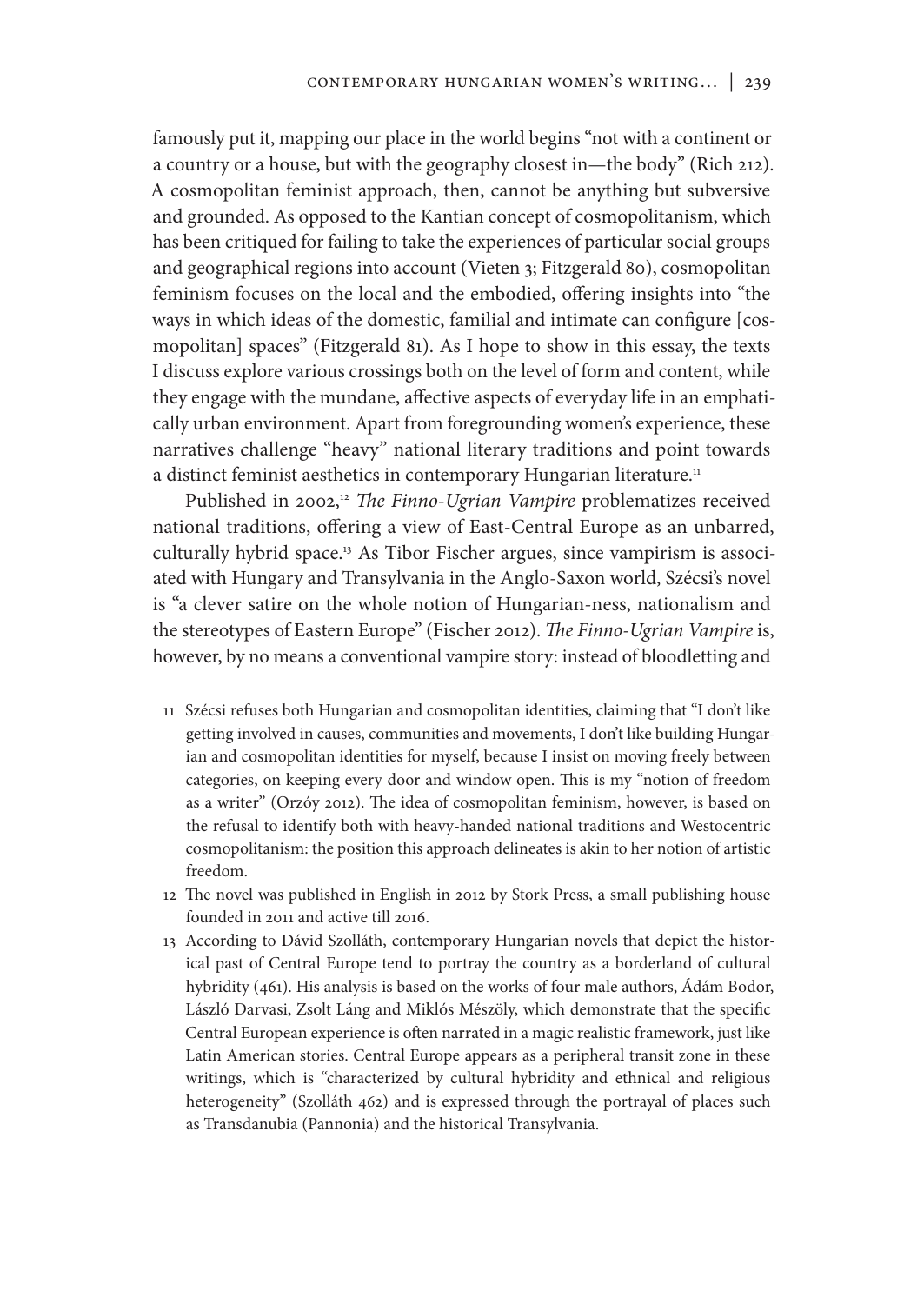famously put it, mapping our place in the world begins "not with a continent or a country or a house, but with the geography closest in—the body" (Rich 212). A cosmopolitan feminist approach, then, cannot be anything but subversive and grounded. As opposed to the Kantian concept of cosmopolitanism, which has been critiqued for failing to take the experiences of particular social groups and geographical regions into account (Vieten 3; Fitzgerald 80), cosmopolitan feminism focuses on the local and the embodied, offering insights into "the ways in which ideas of the domestic, familial and intimate can configure [cosmopolitan] spaces" (Fitzgerald 81). As I hope to show in this essay, the texts I discuss explore various crossings both on the level of form and content, while they engage with the mundane, affective aspects of everyday life in an emphatically urban environment. Apart from foregrounding women's experience, these narratives challenge "heavy" national literary traditions and point towards a distinct feminist aesthetics in contemporary Hungarian literature.[11]

Published in 2002,[12] *The Finno-Ugrian Vampire* problematizes received national traditions, offering a view of East-Central Europe as an unbarred, culturally hybrid space.[13] As Tibor Fischer argues, since vampirism is associated with Hungary and Transylvania in the Anglo-Saxon world, Szécsi's novel is "a clever satire on the whole notion of Hungarian-ness, nationalism and the stereotypes of Eastern Europe" (Fischer 2012). *The Finno-Ugrian Vampire* is, however, by no means a conventional vampire story: instead of bloodletting and

11 Szécsi refuses both Hungarian and cosmopolitan identities, claiming that "I don't like getting involved in causes, communities and movements, I don't like building Hungarian and cosmopolitan identities for myself, because I insist on moving freely between categories, on keeping every door and window open. This is my "notion of freedom as a writer" (Orzóy 2012). The idea of cosmopolitan feminism, however, is based on the refusal to identify both with heavy-handed national traditions and Westocentric cosmopolitanism: the position this approach delineates is akin to her notion of artistic freedom.

12 The novel was published in English in 2012 by Stork Press, a small publishing house founded in 2011 and active till 2016.

13 According to Dávid Szolláth, contemporary Hungarian novels that depict the historical past of Central Europe tend to portray the country as a borderland of cultural hybridity (461). His analysis is based on the works of four male authors, Ádám Bodor, László Darvasi, Zsolt Láng and Miklós Mészöly, which demonstrate that the specific Central European experience is often narrated in a magic realistic framework, just like Latin American stories. Central Europe appears as a peripheral transit zone in these writings, which is "characterized by cultural hybridity and ethnical and religious heterogeneity" (Szolláth 462) and is expressed through the portrayal of places such as Transdanubia (Pannonia) and the historical Transylvania.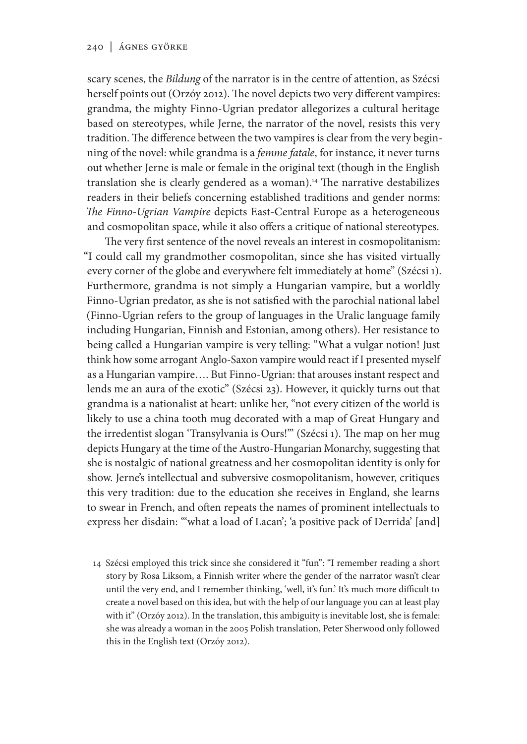scary scenes, the *Bildung* of the narrator is in the centre of attention, as Szécsi herself points out (Orzóy 2012). The novel depicts two very different vampires: grandma, the mighty Finno-Ugrian predator allegorizes a cultural heritage based on stereotypes, while Jerne, the narrator of the novel, resists this very tradition. The difference between the two vampires is clear from the very beginning of the novel: while grandma is a *femme fatale*, for instance, it never turns out whether Jerne is male or female in the original text (though in the English translation she is clearly gendered as a woman).[14] The narrative destabilizes readers in their beliefs concerning established traditions and gender norms: *The Finno-Ugrian Vampire* depicts East-Central Europe as a heterogeneous and cosmopolitan space, while it also offers a critique of national stereotypes.

The very first sentence of the novel reveals an interest in cosmopolitanism: "I could call my grandmother cosmopolitan, since she has visited virtually every corner of the globe and everywhere felt immediately at home" (Szécsi 1). Furthermore, grandma is not simply a Hungarian vampire, but a worldly Finno-Ugrian predator, as she is not satisfied with the parochial national label (Finno-Ugrian refers to the group of languages in the Uralic language family including Hungarian, Finnish and Estonian, among others). Her resistance to being called a Hungarian vampire is very telling: "What a vulgar notion! Just think how some arrogant Anglo-Saxon vampire would react if I presented myself as a Hungarian vampire…. But Finno-Ugrian: that arouses instant respect and lends me an aura of the exotic" (Szécsi 23). However, it quickly turns out that grandma is a nationalist at heart: unlike her, "not every citizen of the world is likely to use a china tooth mug decorated with a map of Great Hungary and the irredentist slogan 'Transylvania is Ours!'" (Szécsi 1). The map on her mug depicts Hungary at the time of the Austro-Hungarian Monarchy, suggesting that she is nostalgic of national greatness and her cosmopolitan identity is only for show. Jerne's intellectual and subversive cosmopolitanism, however, critiques this very tradition: due to the education she receives in England, she learns to swear in French, and often repeats the names of prominent intellectuals to express her disdain: "'what a load of Lacan'; 'a positive pack of Derrida' [and]

14 Szécsi employed this trick since she considered it "fun": "I remember reading a short story by Rosa Liksom, a Finnish writer where the gender of the narrator wasn't clear until the very end, and I remember thinking, 'well, it's fun.' It's much more difficult to create a novel based on this idea, but with the help of our language you can at least play with it" (Orzóy 2012). In the translation, this ambiguity is inevitable lost, she is female: she was already a woman in the 2005 Polish translation, Peter Sherwood only followed this in the English text (Orzóy 2012).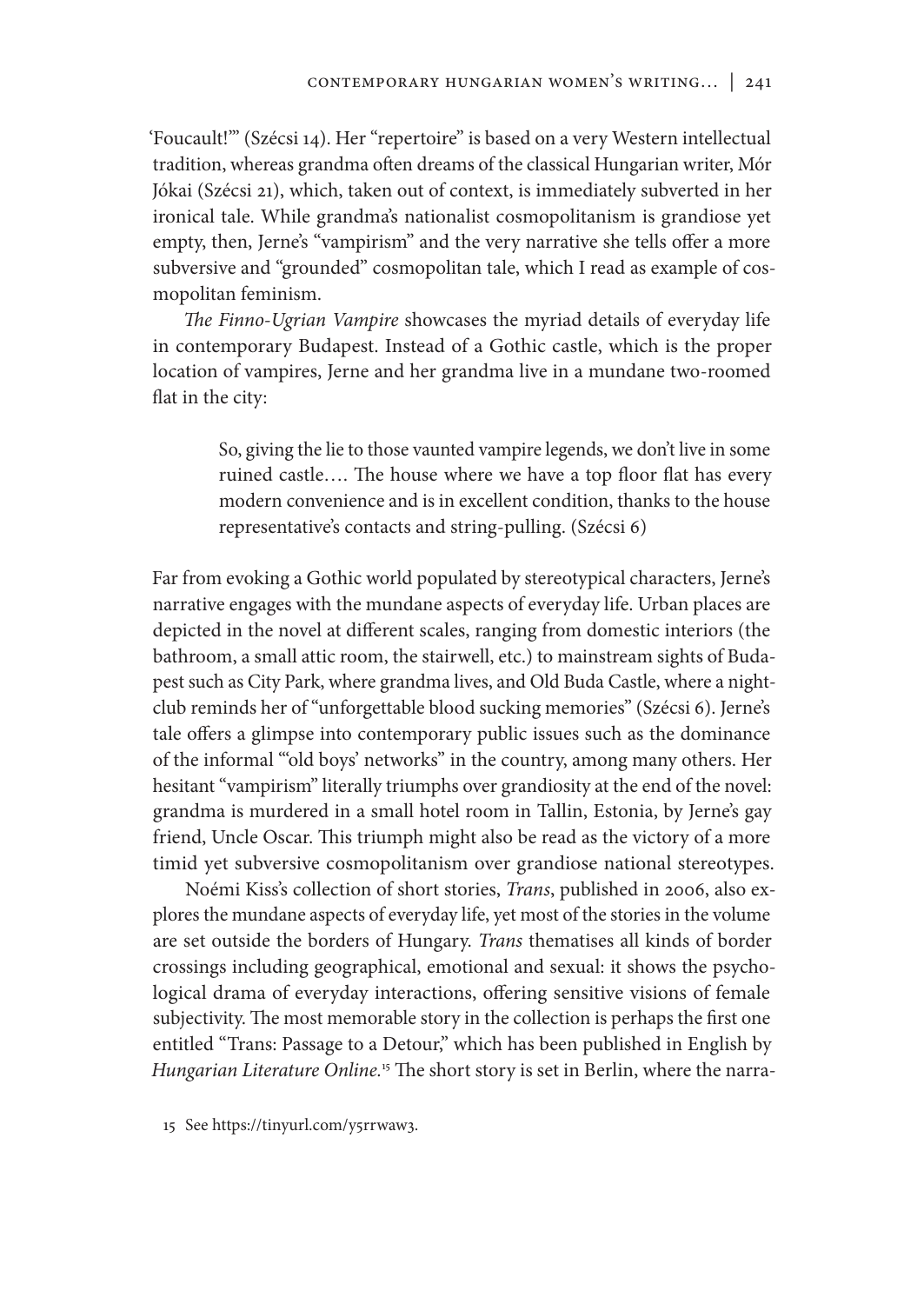'Foucault!'" (Szécsi 14). Her "repertoire" is based on a very Western intellectual tradition, whereas grandma often dreams of the classical Hungarian writer, Mór Jókai (Szécsi 21), which, taken out of context, is immediately subverted in her ironical tale. While grandma's nationalist cosmopolitanism is grandiose yet empty, then, Jerne's "vampirism" and the very narrative she tells offer a more subversive and "grounded" cosmopolitan tale, which I read as example of cosmopolitan feminism.

*The Finno-Ugrian Vampire* showcases the myriad details of everyday life in contemporary Budapest. Instead of a Gothic castle, which is the proper location of vampires, Jerne and her grandma live in a mundane two-roomed flat in the city:

> So, giving the lie to those vaunted vampire legends, we don't live in some ruined castle.... The house where we have a top floor flat has every modern convenience and is in excellent condition, thanks to the house representative's contacts and string-pulling. (Szécsi 6)

Far from evoking a Gothic world populated by stereotypical characters, Jerne's narrative engages with the mundane aspects of everyday life. Urban places are depicted in the novel at different scales, ranging from domestic interiors (the bathroom, a small attic room, the stairwell, etc.) to mainstream sights of Budapest such as City Park, where grandma lives, and Old Buda Castle, where a nightclub reminds her of "unforgettable blood sucking memories" (Szécsi 6). Jerne's tale offers a glimpse into contemporary public issues such as the dominance of the informal "'old boys' networks" in the country, among many others. Her hesitant "vampirism" literally triumphs over grandiosity at the end of the novel: grandma is murdered in a small hotel room in Tallin, Estonia, by Jerne's gay friend, Uncle Oscar. This triumph might also be read as the victory of a more timid yet subversive cosmopolitanism over grandiose national stereotypes.

Noémi Kiss's collection of short stories, *Trans*, published in 2006, also explores the mundane aspects of everyday life, yet most of the stories in the volume are set outside the borders of Hungary. *Trans* thematises all kinds of border crossings including geographical, emotional and sexual: it shows the psychological drama of everyday interactions, offering sensitive visions of female subjectivity. The most memorable story in the collection is perhaps the first one entitled "Trans: Passage to a Detour," which has been published in English by *Hungarian Literature Online*.[15] The short story is set in Berlin, where the narra-

15 See https://tinyurl.com/y5rrwaw3.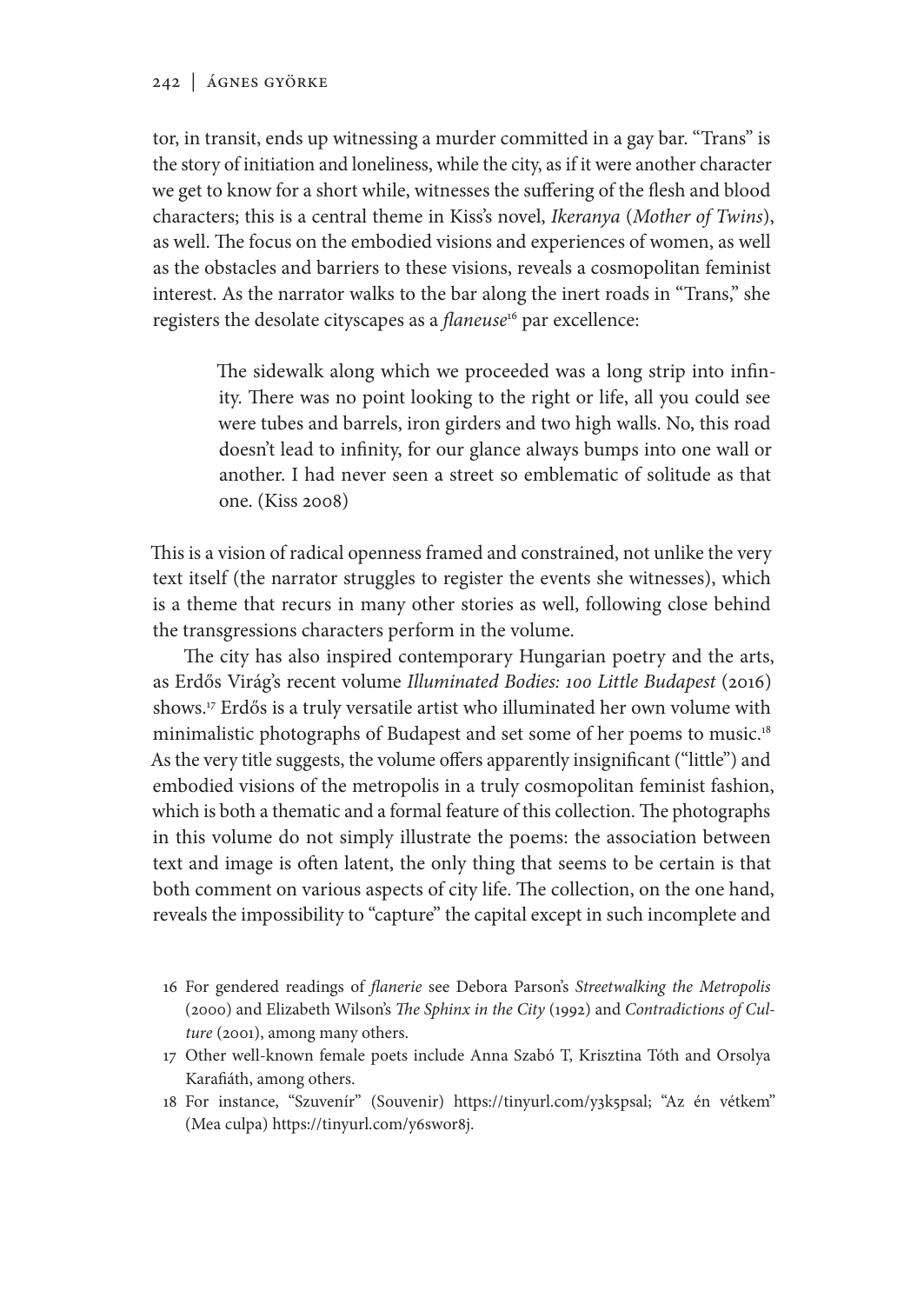tor, in transit, ends up witnessing a murder committed in a gay bar. "Trans" is the story of initiation and loneliness, while the city, as if it were another character we get to know for a short while, witnesses the suffering of the flesh and blood characters; this is a central theme in Kiss's novel, *Ikeranya* (*Mother of Twins*), as well. The focus on the embodied visions and experiences of women, as well as the obstacles and barriers to these visions, reveals a cosmopolitan feminist interest. As the narrator walks to the bar along the inert roads in "Trans," she registers the desolate cityscapes as a *flaneuse*[16] par excellence:

> The sidewalk along which we proceeded was a long strip into infinity. There was no point looking to the right or life, all you could see were tubes and barrels, iron girders and two high walls. No, this road doesn't lead to infinity, for our glance always bumps into one wall or another. I had never seen a street so emblematic of solitude as that one. (Kiss 2008)

This is a vision of radical openness framed and constrained, not unlike the very text itself (the narrator struggles to register the events she witnesses), which is a theme that recurs in many other stories as well, following close behind the transgressions characters perform in the volume.

The city has also inspired contemporary Hungarian poetry and the arts, as Erdős Virág's recent volume *Illuminated Bodies: 100 Little Budapest* (2016) shows.[17] Erdős is a truly versatile artist who illuminated her own volume with minimalistic photographs of Budapest and set some of her poems to music.[18] As the very title suggests, the volume offers apparently insignificant ("little") and embodied visions of the metropolis in a truly cosmopolitan feminist fashion, which is both a thematic and a formal feature of this collection. The photographs in this volume do not simply illustrate the poems: the association between text and image is often latent, the only thing that seems to be certain is that both comment on various aspects of city life. The collection, on the one hand, reveals the impossibility to "capture" the capital except in such incomplete and

16 For gendered readings of *flanerie* see Debora Parson's *Streetwalking the Metropolis* (2000) and Elizabeth Wilson's *The Sphinx in the City* (1992) and *Contradictions of Culture* (2001), among many others.

17 Other well-known female poets include Anna Szabó T, Krisztina Tóth and Orsolya Karafiáth, among others.

18 For instance, "Szuvenír" (Souvenir) https://tinyurl.com/y3k5psal; "Az én vétkem" (Mea culpa) https://tinyurl.com/y6swor8j.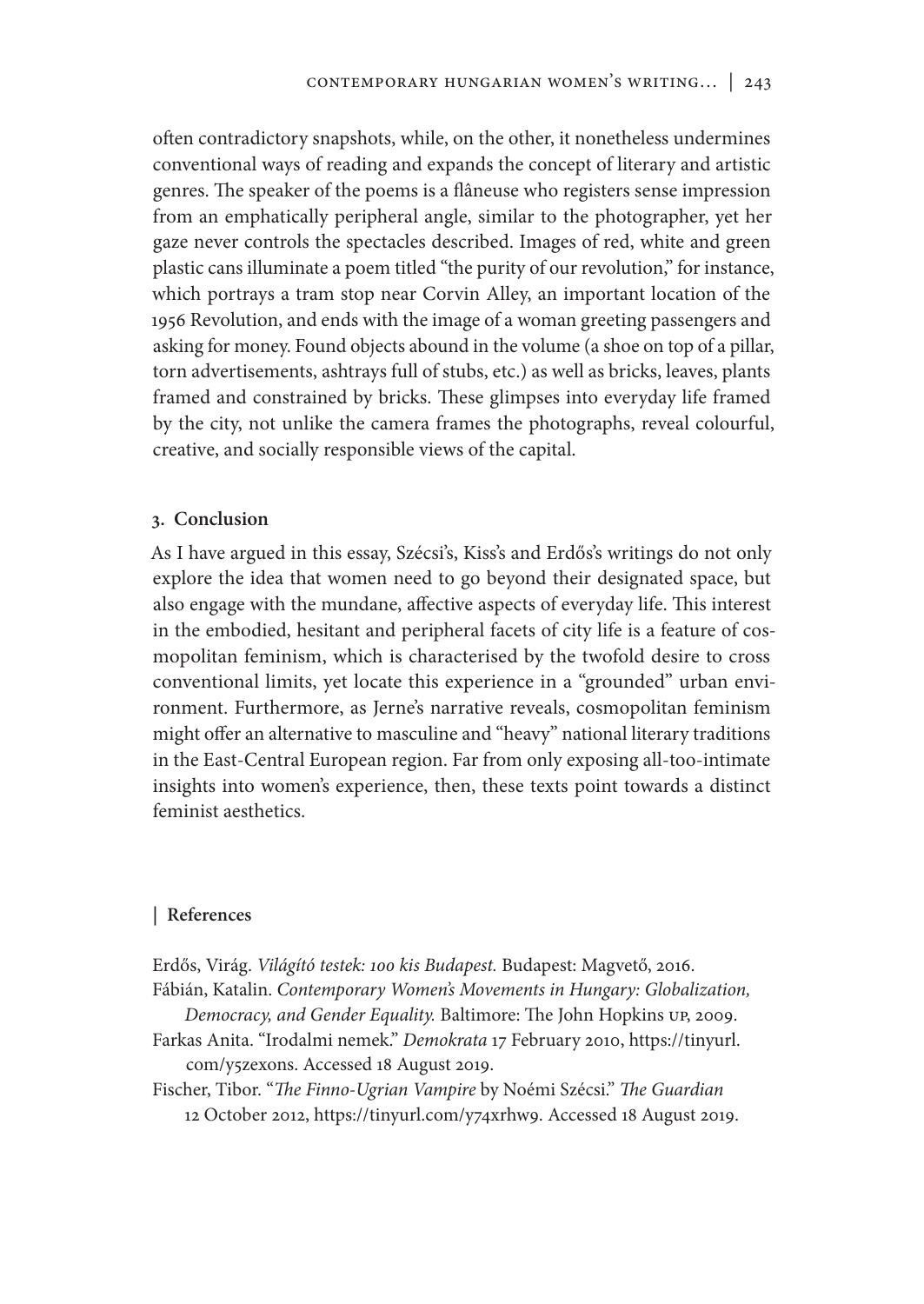often contradictory snapshots, while, on the other, it nonetheless undermines conventional ways of reading and expands the concept of literary and artistic genres. The speaker of the poems is a flâneuse who registers sense impression from an emphatically peripheral angle, similar to the photographer, yet her gaze never controls the spectacles described. Images of red, white and green plastic cans illuminate a poem titled "the purity of our revolution," for instance, which portrays a tram stop near Corvin Alley, an important location of the 1956 Revolution, and ends with the image of a woman greeting passengers and asking for money. Found objects abound in the volume (a shoe on top of a pillar, torn advertisements, ashtrays full of stubs, etc.) as well as bricks, leaves, plants framed and constrained by bricks. These glimpses into everyday life framed by the city, not unlike the camera frames the photographs, reveal colourful, creative, and socially responsible views of the capital.

## 3. Conclusion

As I have argued in this essay, Szécsi's, Kiss's and Erdős's writings do not only explore the idea that women need to go beyond their designated space, but also engage with the mundane, affective aspects of everyday life. This interest in the embodied, hesitant and peripheral facets of city life is a feature of cosmopolitan feminism, which is characterised by the twofold desire to cross conventional limits, yet locate this experience in a "grounded" urban environment. Furthermore, as Jerne's narrative reveals, cosmopolitan feminism might offer an alternative to masculine and "heavy" national literary traditions in the East-Central European region. Far from only exposing all-too-intimate insights into women's experience, then, these texts point towards a distinct feminist aesthetics.

## References

Erdős, Virág. *Világító testek: 100 kis Budapest.* Budapest: Magvető, 2016.

Fábián, Katalin. *Contemporary Women's Movements in Hungary: Globalization, Democracy, and Gender Equality.* Baltimore: The John Hopkins UP, 2009.

Farkas Anita. "Irodalmi nemek." *Demokrata* 17 February 2010, https://tinyurl.com/y5zexons. Accessed 18 August 2019.

Fischer, Tibor. "*The Finno-Ugrian Vampire* by Noémi Szécsi." *The Guardian* 12 October 2012, https://tinyurl.com/y74xrhw9. Accessed 18 August 2019.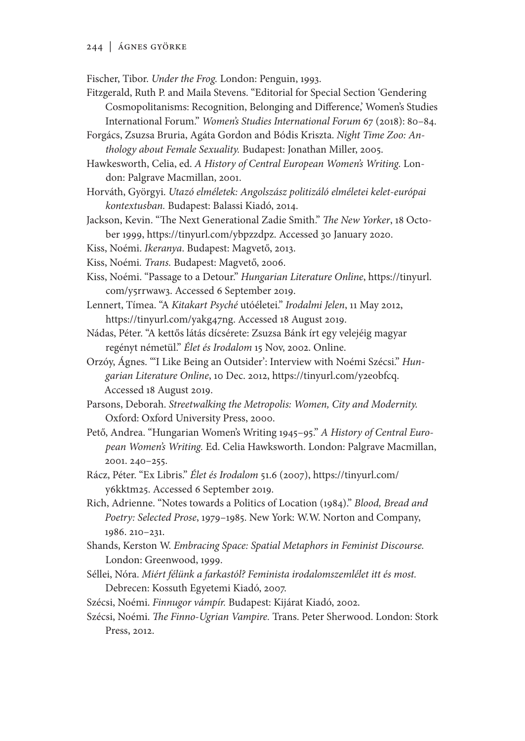Fischer, Tibor. *Under the Frog.* London: Penguin, 1993.

Fitzgerald, Ruth P. and Maila Stevens. "Editorial for Special Section 'Gendering Cosmopolitanisms: Recognition, Belonging and Difference,' Women's Studies International Forum." *Women's Studies International Forum* 67 (2018): 80–84.

Forgács, Zsuzsa Bruria, Agáta Gordon and Bódis Kriszta. *Night Time Zoo: Anthology about Female Sexuality.* Budapest: Jonathan Miller, 2005.

Hawkesworth, Celia, ed. *A History of Central European Women's Writing.* London: Palgrave Macmillan, 2001.

Horváth, Györgyi. *Utazó elméletek: Angolszász politizáló elméletei kelet-európai kontextusban.* Budapest: Balassi Kiadó, 2014.

Jackson, Kevin. "The Next Generational Zadie Smith." *The New Yorker*, 18 October 1999, https://tinyurl.com/ybpzzdpz. Accessed 30 January 2020.

Kiss, Noémi. *Ikeranya*. Budapest: Magvető, 2013.

Kiss, Noémi. *Trans.* Budapest: Magvető, 2006.

Kiss, Noémi. "Passage to a Detour." *Hungarian Literature Online*, https://tinyurl.com/y5rrwaw3. Accessed 6 September 2019.

Lennert, Tímea. "A *Kitakart Psyché* utóéletei." *Irodalmi Jelen*, 11 May 2012, https://tinyurl.com/yakg47ng. Accessed 18 August 2019.

Nádas, Péter. "A kettős látás dícsérete: Zsuzsa Bánk írt egy velejéig magyar regényt németül." *Élet és Irodalom* 15 Nov, 2002. Online.

Orzóy, Ágnes. "'I Like Being an Outsider': Interview with Noémi Szécsi." *Hungarian Literature Online*, 10 Dec. 2012, https://tinyurl.com/y2eobfcq. Accessed 18 August 2019.

Parsons, Deborah. *Streetwalking the Metropolis: Women, City and Modernity.* Oxford: Oxford University Press, 2000.

Pető, Andrea. "Hungarian Women's Writing 1945–95." *A History of Central European Women's Writing.* Ed. Celia Hawksworth. London: Palgrave Macmillan, 2001. 240–255.

Rácz, Péter. "Ex Libris." *Élet és Irodalom* 51.6 (2007), https://tinyurl.com/y6kktm25. Accessed 6 September 2019.

Rich, Adrienne. "Notes towards a Politics of Location (1984)." *Blood, Bread and Poetry: Selected Prose*, 1979–1985. New York: W.W. Norton and Company, 1986. 210–231.

Shands, Kerston W. *Embracing Space: Spatial Metaphors in Feminist Discourse.* London: Greenwood, 1999.

Séllei, Nóra. *Miért félünk a farkastól? Feminista irodalomszemlélet itt és most.* Debrecen: Kossuth Egyetemi Kiadó, 2007.

Szécsi, Noémi. *Finnugor vámpír.* Budapest: Kijárat Kiadó, 2002.

Szécsi, Noémi. *The Finno-Ugrian Vampire.* Trans. Peter Sherwood. London: Stork Press, 2012.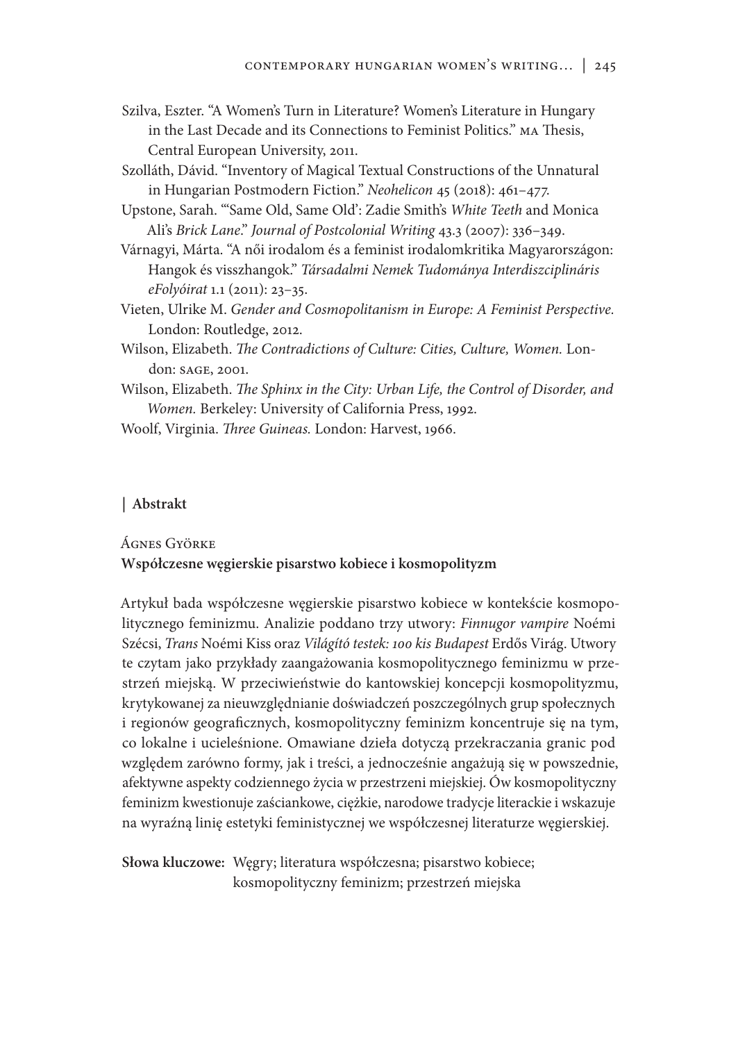Szilva, Eszter. "A Women's Turn in Literature? Women's Literature in Hungary in the Last Decade and its Connections to Feminist Politics." MA Thesis, Central European University, 2011.

Szolláth, Dávid. "Inventory of Magical Textual Constructions of the Unnatural in Hungarian Postmodern Fiction." *Neohelicon* 45 (2018): 461–477.

Upstone, Sarah. "'Same Old, Same Old': Zadie Smith's *White Teeth* and Monica Ali's *Brick Lane*." *Journal of Postcolonial Writing* 43.3 (2007): 336–349.

Várnagyi, Márta. "A női irodalom és a feminist irodalomkritika Magyarországon: Hangok és visszhangok." *Társadalmi Nemek Tudománya Interdiszciplináris eFolyóirat* 1.1 (2011): 23–35.

Vieten, Ulrike M. *Gender and Cosmopolitanism in Europe: A Feminist Perspective.* London: Routledge, 2012.

Wilson, Elizabeth. *The Contradictions of Culture: Cities, Culture, Women.* London: SAGE, 2001.

Wilson, Elizabeth. *The Sphinx in the City: Urban Life, the Control of Disorder, and Women.* Berkeley: University of California Press, 1992.

Woolf, Virginia. *Three Guineas.* London: Harvest, 1966.

## | Abstrakt

Ágnes Györke

**Współczesne węgierskie pisarstwo kobiece i kosmopolityzm**

Artykuł bada współczesne węgierskie pisarstwo kobiece w kontekście kosmopolitycznego feminizmu. Analizie poddano trzy utwory: *Finnugor vampire* Noémi Szécsi, *Trans* Noémi Kiss oraz *Világító testek: 100 kis Budapest* Erdős Virág. Utwory te czytam jako przykłady zaangażowania kosmopolitycznego feminizmu w przestrzeń miejską. W przeciwieństwie do kantowskiej koncepcji kosmopolityzmu, krytykowanej za nieuwzględnianie doświadczeń poszczególnych grup społecznych i regionów geograficznych, kosmopolityczny feminizm koncentruje się na tym, co lokalne i ucieleśnione. Omawiane dzieła dotyczą przekraczania granic pod względem zarówno formy, jak i treści, a jednocześnie angażują się w powszednie, afektywne aspekty codziennego życia w przestrzeni miejskiej. Ów kosmopolityczny feminizm kwestionuje zaściankowe, ciężkie, narodowe tradycje literackie i wskazuje na wyraźną linię estetyki feministycznej we współczesnej literaturze węgierskiej.

**Słowa kluczowe:** Węgry; literatura współczesna; pisarstwo kobiece; kosmopolityczny feminizm; przestrzeń miejska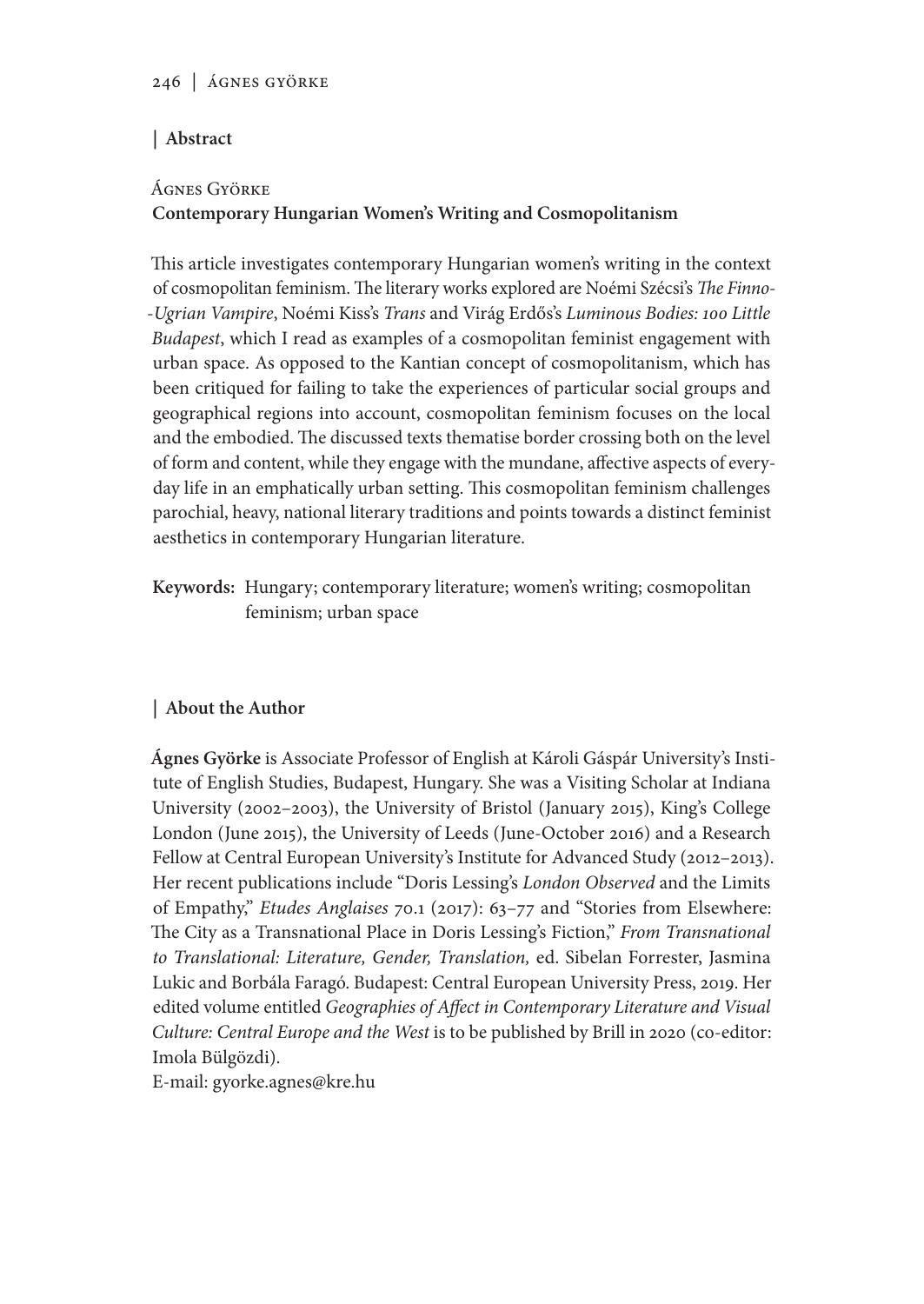## | Abstract

Ágnes Györke
**Contemporary Hungarian Women's Writing and Cosmopolitanism**

This article investigates contemporary Hungarian women's writing in the context of cosmopolitan feminism. The literary works explored are Noémi Szécsi's *The Finno-Ugrian Vampire*, Noémi Kiss's *Trans* and Virág Erdős's *Luminous Bodies: 100 Little Budapest*, which I read as examples of a cosmopolitan feminist engagement with urban space. As opposed to the Kantian concept of cosmopolitanism, which has been critiqued for failing to take the experiences of particular social groups and geographical regions into account, cosmopolitan feminism focuses on the local and the embodied. The discussed texts thematise border crossing both on the level of form and content, while they engage with the mundane, affective aspects of everyday life in an emphatically urban setting. This cosmopolitan feminism challenges parochial, heavy, national literary traditions and points towards a distinct feminist aesthetics in contemporary Hungarian literature.

**Keywords:** Hungary; contemporary literature; women's writing; cosmopolitan feminism; urban space

## | About the Author

**Ágnes Györke** is Associate Professor of English at Károli Gáspár University's Institute of English Studies, Budapest, Hungary. She was a Visiting Scholar at Indiana University (2002–2003), the University of Bristol (January 2015), King's College London (June 2015), the University of Leeds (June-October 2016) and a Research Fellow at Central European University's Institute for Advanced Study (2012–2013). Her recent publications include "Doris Lessing's *London Observed* and the Limits of Empathy," *Etudes Anglaises* 70.1 (2017): 63–77 and "Stories from Elsewhere: The City as a Transnational Place in Doris Lessing's Fiction," *From Transnational to Translational: Literature, Gender, Translation,* ed. Sibelan Forrester, Jasmina Lukic and Borbála Faragó. Budapest: Central European University Press, 2019. Her edited volume entitled *Geographies of Affect in Contemporary Literature and Visual Culture: Central Europe and the West* is to be published by Brill in 2020 (co-editor: Imola Bülgözdi).
E-mail: gyorke.agnes@kre.hu